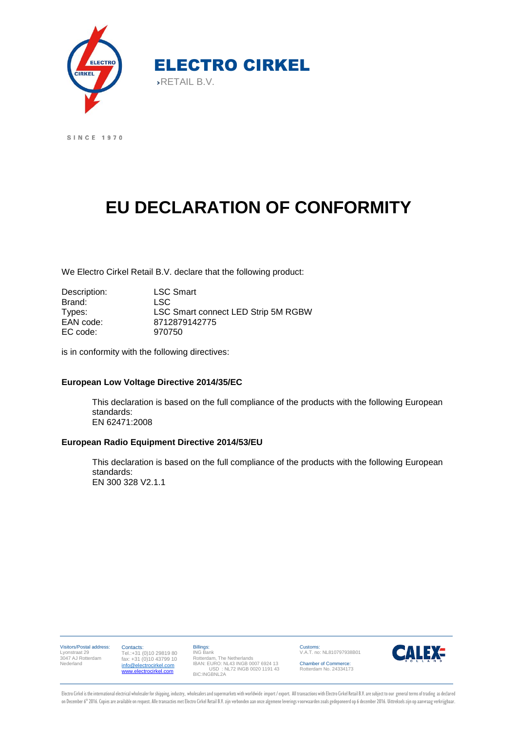ELECTRO CIRKEL

›RETAIL B.V.

SINCE 1970

# EU DECLARATION OF CONFORMITY

We Electro Cirkel Retail B.V. declare that the following product:

| | |
|---|---|
| Description: | LSC Smart |
| Brand: | LSC |
| Types: | LSC Smart connect LED Strip 5M RGBW |
| EAN code: | 8712879142775 |
| EC code: | 970750 |

is in conformity with the following directives:

**European Low Voltage Directive 2014/35/EC**

This declaration is based on the full compliance of the products with the following European standards:
EN 62471:2008

**European Radio Equipment Directive 2014/53/EU**

This declaration is based on the full compliance of the products with the following European standards:
EN 300 328 V2.1.1

Visitors/Postal address:
Lyonstraat 29
3047 AJ Rotterdam
Nederland

Contacts:
Tel.:+31 (0)10 29819 80
fax: +31 (0)10 43799 10
info@electrocirkel.com
www.electrocirkel.com

Billings:
ING Bank
Rotterdam, The Netherlands
IBAN: EURO: NL43 INGB 0007 6924 13
USD : NL72 INGB 0020 1191 43
BIC:INGBNL2A

Customs:
V.A.T. no: NL810797938B01

Chamber of Commerce:
Rotterdam No. 24334173

CALEX HOLLAND

Electro Cirkel is the international electrical wholesaler for shipping, industry, wholesalers and supermarkets with worldwide import / export. All transactions with Electro Cirkel Retail B.V. are subject to our general terms of trading as declared on December 6th 2016. Copies are available on request. Alle transacties met Electro Cirkel Retail B.V. zijn verbonden aan onze algemene leverings voorwaarden zoals gedeponeerd op 6 december 2016. Uittreksels zijn op aanvraag verkrijgbaar.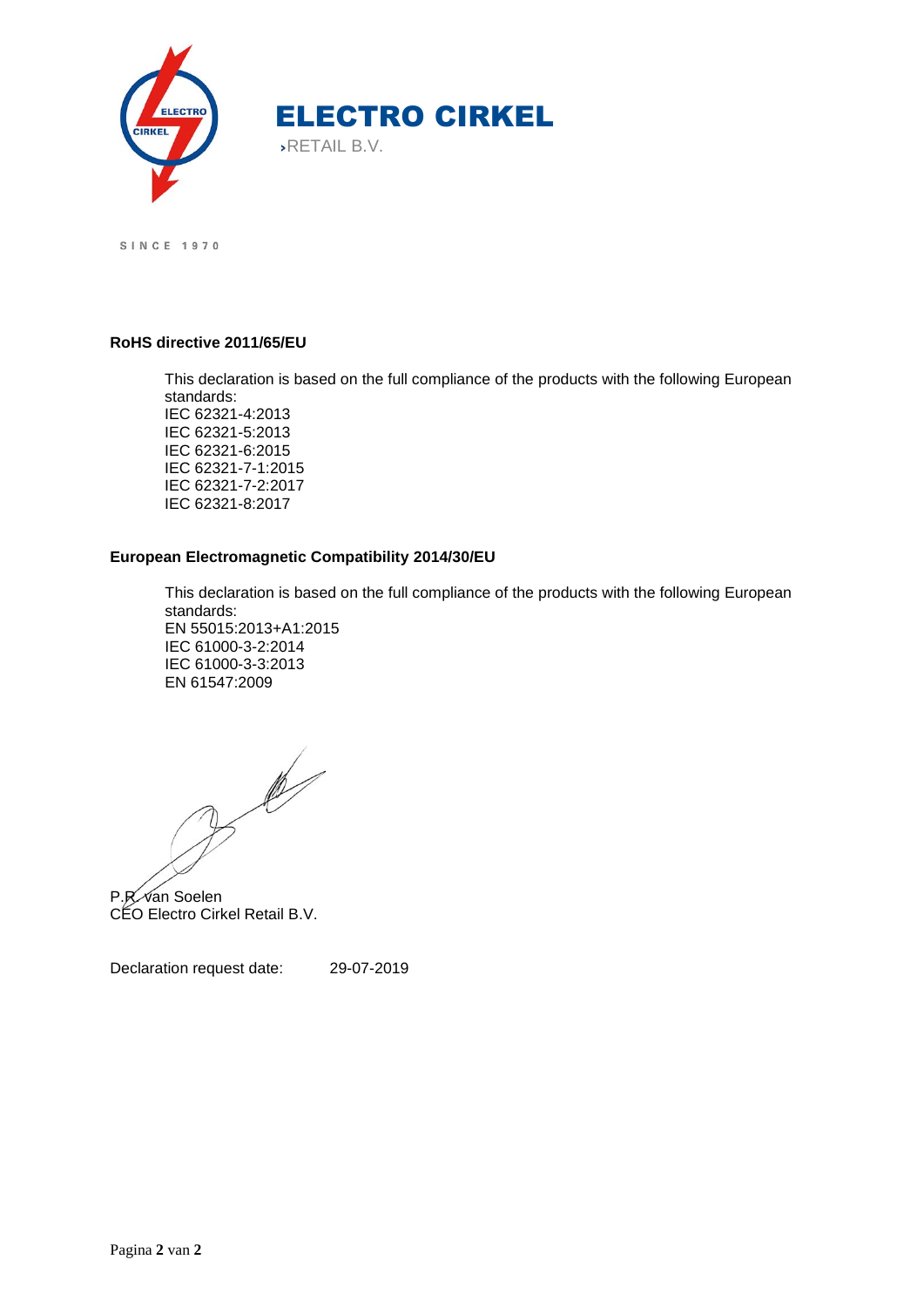ELECTRO CIRKEL

›RETAIL B.V.

SINCE 1970

**RoHS directive 2011/65/EU**

This declaration is based on the full compliance of the products with the following European standards:
IEC 62321-4:2013
IEC 62321-5:2013
IEC 62321-6:2015
IEC 62321-7-1:2015
IEC 62321-7-2:2017
IEC 62321-8:2017

**European Electromagnetic Compatibility 2014/30/EU**

This declaration is based on the full compliance of the products with the following European standards:
EN 55015:2013+A1:2015
IEC 61000-3-2:2014
IEC 61000-3-3:2013
EN 61547:2009

P.R. van Soelen
CEO Electro Cirkel Retail B.V.

Declaration request date: 29-07-2019